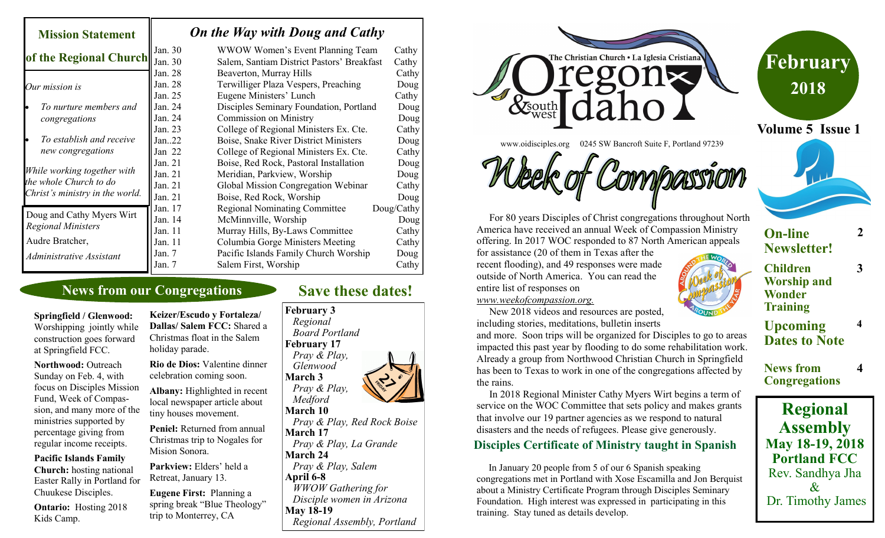# Oregon & Southwest Idaho

The Christian Church • La Iglesia Cristiana

www.oidisciples.org 0245 SW Bancroft Suite F, Portland 97239

**February 2018**

**Volume 5 Issue 1**

## Mission Statement of the Regional Church

*Our mission is*

- *To nurture members and congregations*
- *To establish and receive new congregations*

*While working together with the whole Church to do Christ's ministry in the world.*

Doug and Cathy Myers Wirt
*Regional Ministers*

Audre Bratcher,
*Administrative Assistant*

## *On the Way with Doug and Cathy*

| Date | Event | Minister |
|---|---|---|
| Jan. 30 | WWOW Women's Event Planning Team | Cathy |
| Jan. 30 | Salem, Santiam District Pastors' Breakfast | Cathy |
| Jan. 28 | Beaverton, Murray Hills | Cathy |
| Jan. 28 | Terwilliger Plaza Vespers, Preaching | Doug |
| Jan. 25 | Eugene Ministers' Lunch | Cathy |
| Jan. 24 | Disciples Seminary Foundation, Portland | Doug |
| Jan. 24 | Commission on Ministry | Doug |
| Jan. 23 | College of Regional Ministers Ex. Cte. | Cathy |
| Jan..22 | Boise, Snake River District Ministers | Doug |
| Jan 22 | College of Regional Ministers Ex. Cte. | Cathy |
| Jan. 21 | Boise, Red Rock, Pastoral Installation | Doug |
| Jan. 21 | Meridian, Parkview, Worship | Doug |
| Jan. 21 | Global Mission Congregation Webinar | Cathy |
| Jan. 21 | Boise, Red Rock, Worship | Doug |
| Jan. 17 | Regional Nominating Committee | Doug/Cathy |
| Jan. 14 | McMinnville, Worship | Doug |
| Jan. 11 | Murray Hills, By-Laws Committee | Cathy |
| Jan. 11 | Columbia Gorge Ministers Meeting | Cathy |
| Jan. 7 | Pacific Islands Family Church Worship | Doug |
| Jan. 7 | Salem First, Worship | Cathy |

## News from our Congregations

**Springfield / Glenwood:** Worshipping jointly while construction goes forward at Springfield FCC.

**Northwood:** Outreach Sunday on Feb. 4, with focus on Disciples Mission Fund, Week of Compassion, and many more of the ministries supported by percentage giving from regular income receipts.

**Pacific Islands Family Church:** hosting national Easter Rally in Portland for Chuukese Disciples.

**Ontario:** Hosting 2018 Kids Camp.

**Keizer/Escudo y Fortaleza/ Dallas/ Salem FCC:** Shared a Christmas float in the Salem holiday parade.

**Rio de Dios:** Valentine dinner celebration coming soon.

**Albany:** Highlighted in recent local newspaper article about tiny houses movement.

**Peniel:** Returned from annual Christmas trip to Nogales for Mision Sonora.

**Parkview:** Elders' held a Retreat, January 13.

**Eugene First:** Planning a spring break "Blue Theology" trip to Monterrey, CA

## Save these dates!

**February 3**
*Regional Board Portland*

**February 17**
*Pray & Play, Glenwood*

**March 3**
*Pray & Play, Medford*

**March 10**
*Pray & Play, Red Rock Boise*

**March 17**
*Pray & Play, La Grande*

**March 24**
*Pray & Play, Salem*

**April 6-8**
*WWOW Gathering for Disciple women in Arizona*

**May 18-19**
*Regional Assembly, Portland*

## Week of Compassion

For 80 years Disciples of Christ congregations throughout North America have received an annual Week of Compassion Ministry offering. In 2017 WOC responded to 87 North American appeals for assistance (20 of them in Texas after the recent flooding), and 49 responses were made outside of North America. You can read the entire list of responses on *www.weekofcompassion.org.*

New 2018 videos and resources are posted, including stories, meditations, bulletin inserts and more. Soon trips will be organized for Disciples to go to areas impacted this past year by flooding to do some rehabilitation work. Already a group from Northwood Christian Church in Springfield has been to Texas to work in one of the congregations affected by the rains.

In 2018 Regional Minister Cathy Myers Wirt begins a term of service on the WOC Committee that sets policy and makes grants that involve our 19 partner agencies as we respond to natural disasters and the needs of refugees. Please give generously.

## Disciples Certificate of Ministry taught in Spanish

In January 20 people from 5 of our 6 Spanish speaking congregations met in Portland with Xose Escamilla and Jon Berquist about a Ministry Certificate Program through Disciples Seminary Foundation. High interest was expressed in participating in this training. Stay tuned as details develop.

**On-line Newsletter!** 2

**Children Worship and Wonder Training** 3

**Upcoming Dates to Note** 4

**News from Congregations** 4

## Regional Assembly

**May 18-19, 2018**

**Portland FCC**

Rev. Sandhya Jha & Dr. Timothy James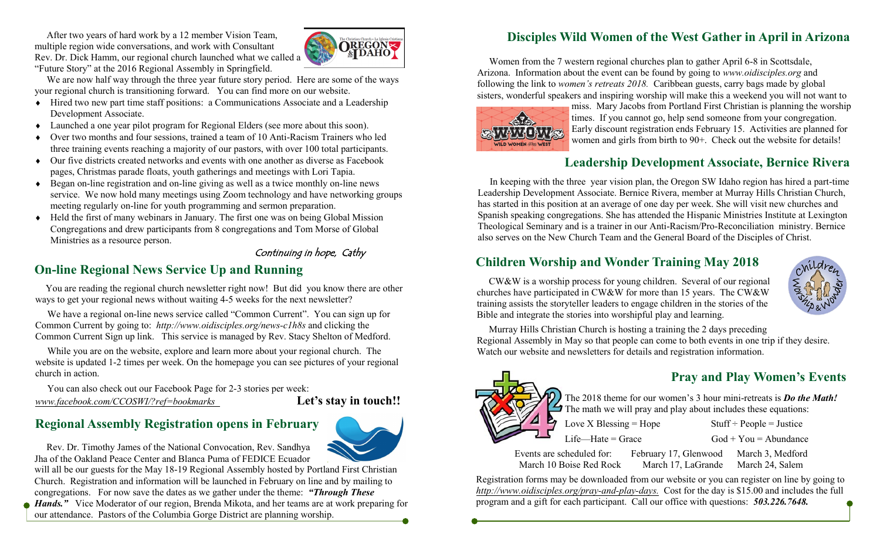After two years of hard work by a 12 member Vision Team, multiple region wide conversations, and work with Consultant Rev. Dr. Dick Hamm, our regional church launched what we called a "Future Story" at the 2016 Regional Assembly in Springfield.

We are now half way through the three year future story period. Here are some of the ways your regional church is transitioning forward. You can find more on our website.

- Hired two new part time staff positions: a Communications Associate and a Leadership Development Associate.
- Launched a one year pilot program for Regional Elders (see more about this soon).
- Over two months and four sessions, trained a team of 10 Anti-Racism Trainers who led three training events reaching a majority of our pastors, with over 100 total participants.
- Our five districts created networks and events with one another as diverse as Facebook pages, Christmas parade floats, youth gatherings and meetings with Lori Tapia.
- Began on-line registration and on-line giving as well as a twice monthly on-line news service. We now hold many meetings using Zoom technology and have networking groups meeting regularly on-line for youth programming and sermon preparation.
- Held the first of many webinars in January. The first one was on being Global Mission Congregations and drew participants from 8 congregations and Tom Morse of Global Ministries as a resource person.

*Continuing in hope, Cathy*

## On-line Regional News Service Up and Running

You are reading the regional church newsletter right now! But did you know there are other ways to get your regional news without waiting 4-5 weeks for the next newsletter?

We have a regional on-line news service called "Common Current". You can sign up for Common Current by going to: *http://www.oidisciples.org/news-c1h8s* and clicking the Common Current Sign up link. This service is managed by Rev. Stacy Shelton of Medford.

While you are on the website, explore and learn more about your regional church. The website is updated 1-2 times per week. On the homepage you can see pictures of your regional church in action.

You can also check out our Facebook Page for 2-3 stories per week: *www.facebook.com/CCOSWI/?ref=bookmarks* **Let's stay in touch!!**

## Regional Assembly Registration opens in February

Rev. Dr. Timothy James of the National Convocation, Rev. Sandhya Jha of the Oakland Peace Center and Blanca Puma of FEDICE Ecuador will all be our guests for the May 18-19 Regional Assembly hosted by Portland First Christian Church. Registration and information will be launched in February on line and by mailing to congregations. For now save the dates as we gather under the theme: ***"Through These Hands."*** Vice Moderator of our region, Brenda Mikota, and her teams are at work preparing for our attendance. Pastors of the Columbia Gorge District are planning worship.

## Disciples Wild Women of the West Gather in April in Arizona

Women from the 7 western regional churches plan to gather April 6-8 in Scottsdale, Arizona. Information about the event can be found by going to *www.oidisciples.org* and following the link to *women's retreats 2018.* Caribbean guests, carry bags made by global sisters, wonderful speakers and inspiring worship will make this a weekend you will not want to miss. Mary Jacobs from Portland First Christian is planning the worship times. If you cannot go, help send someone from your congregation. Early discount registration ends February 15. Activities are planned for women and girls from birth to 90+. Check out the website for details!

## Leadership Development Associate, Bernice Rivera

In keeping with the three year vision plan, the Oregon SW Idaho region has hired a part-time Leadership Development Associate. Bernice Rivera, member at Murray Hills Christian Church, has started in this position at an average of one day per week. She will visit new churches and Spanish speaking congregations. She has attended the Hispanic Ministries Institute at Lexington Theological Seminary and is a trainer in our Anti-Racism/Pro-Reconciliation ministry. Bernice also serves on the New Church Team and the General Board of the Disciples of Christ.

## Children Worship and Wonder Training May 2018

CW&W is a worship process for young children. Several of our regional churches have participated in CW&W for more than 15 years. The CW&W training assists the storyteller leaders to engage children in the stories of the Bible and integrate the stories into worshipful play and learning.

Murray Hills Christian Church is hosting a training the 2 days preceding Regional Assembly in May so that people can come to both events in one trip if they desire. Watch our website and newsletters for details and registration information.

## Pray and Play Women's Events

The 2018 theme for our women's 3 hour mini-retreats is ***Do the Math!*** The math we will pray and play about includes these equations:

Love X Blessing = Hope — Stuff ÷ People = Justice

Life—Hate = Grace — God + You = Abundance

Events are scheduled for: February 17, Glenwood; March 3, Medford; March 10 Boise Red Rock; March 17, LaGrande; March 24, Salem

Registration forms may be downloaded from our website or you can register on line by going to *http://www.oidisciples.org/pray-and-play-days.* Cost for the day is $15.00 and includes the full program and a gift for each participant. Call our office with questions: ***503.226.7648.***